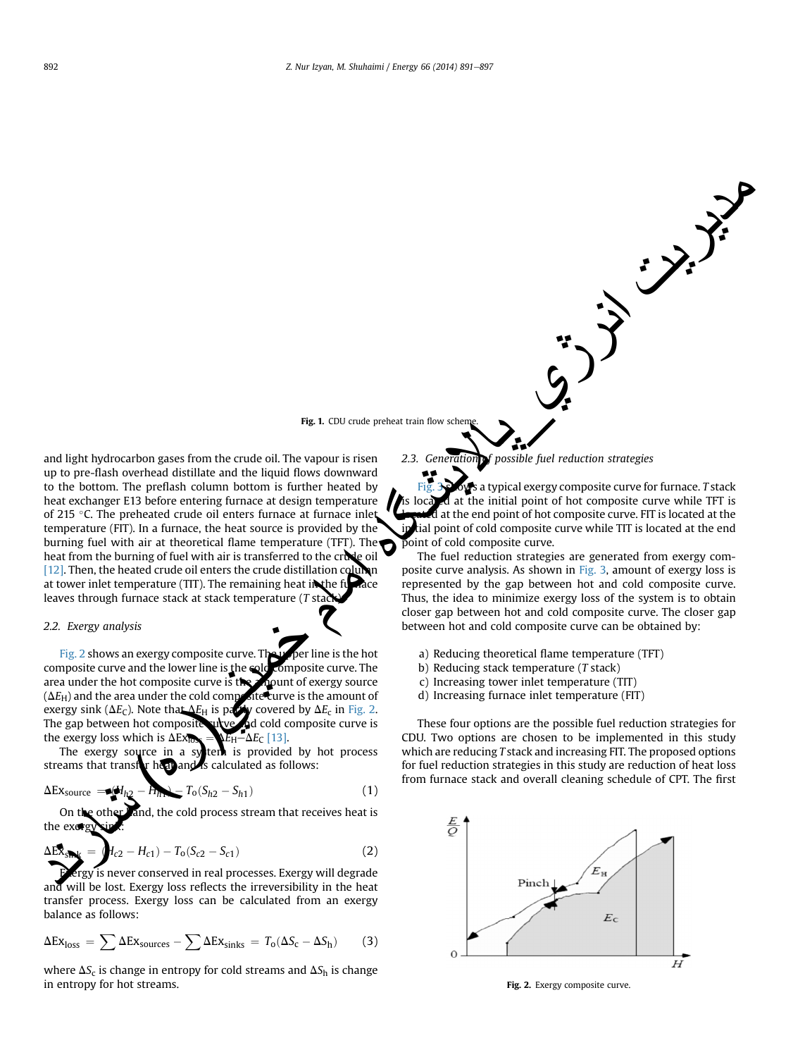Fig. 1. CDU crude preheat train flow scheme.

and light hydrocarbon gases from the crude oil. The vapour is risen up to pre-flash overhead distillate and the liquid flows downward to the bottom. The preflash column bottom is further heated by heat exchanger E13 before entering furnace at design temperature of 215 °C. The preheated crude oil enters furnace at furnace inlet temperature (FIT). In a furnace, the heat source is provided by the burning fuel with air at theoretical flame temperature (TFT). The heat from the burning of fuel with air is transferred to the crude oil [12]. Then, the heated crude oil enters the crude distillation column at tower inlet temperature (TIT). The remaining heat in the furnace leaves through furnace stack at stack temperature (*T* stack).

### 2.2. Exergy analysis

Fig. 2 shows an exergy composite curve. The upper line is the hot composite curve and the lower line is the cold composite curve. The area under the hot composite curve is the amount of exergy source ($\Delta E_H$) and the area under the cold composite curve is the amount of exergy sink ($\Delta E_C$). Note that $\Delta E_H$ is partly covered by $\Delta E_c$ in Fig. 2. The gap between hot composite curve and cold composite curve is the exergy loss which is $\Delta Ex_{loss} = \Delta E_H - \Delta E_C$ [13].

The exergy source in a system is provided by hot process streams that transfer heat and is calculated as follows:

$$\Delta Ex_{source} = (H_{h2} - H_{h1}) - T_o(S_{h2} - S_{h1}) \quad (1)$$

On the other hand, the cold process stream that receives heat is the exergy sink:

$$\Delta Ex_{sink} = (H_{c2} - H_{c1}) - T_o(S_{c2} - S_{c1}) \quad (2)$$

Exergy is never conserved in real processes. Exergy will degrade and will be lost. Exergy loss reflects the irreversibility in the heat transfer process. Exergy loss can be calculated from an exergy balance as follows:

$$\Delta Ex_{loss} = \sum \Delta Ex_{sources} - \sum \Delta Ex_{sinks} = T_o(\Delta S_c - \Delta S_h) \quad (3)$$

where $\Delta S_c$ is change in entropy for cold streams and $\Delta S_h$ is change in entropy for hot streams.

### 2.3. Generation of possible fuel reduction strategies

Fig. 3 shows a typical exergy composite curve for furnace. *T* stack is located at the initial point of hot composite curve while TFT is located at the end point of hot composite curve. FIT is located at the initial point of cold composite curve while TIT is located at the end point of cold composite curve.

The fuel reduction strategies are generated from exergy composite curve analysis. As shown in Fig. 3, amount of exergy loss is represented by the gap between hot and cold composite curve. Thus, the idea to minimize exergy loss of the system is to obtain closer gap between hot and cold composite curve. The closer gap between hot and cold composite curve can be obtained by:

a) Reducing theoretical flame temperature (TFT)
b) Reducing stack temperature (*T* stack)
c) Increasing tower inlet temperature (TIT)
d) Increasing furnace inlet temperature (FIT)

These four options are the possible fuel reduction strategies for CDU. Two options are chosen to be implemented in this study which are reducing *T* stack and increasing FIT. The proposed options for fuel reduction strategies in this study are reduction of heat loss from furnace stack and overall cleaning schedule of CPT. The first

Fig. 2. Exergy composite curve.